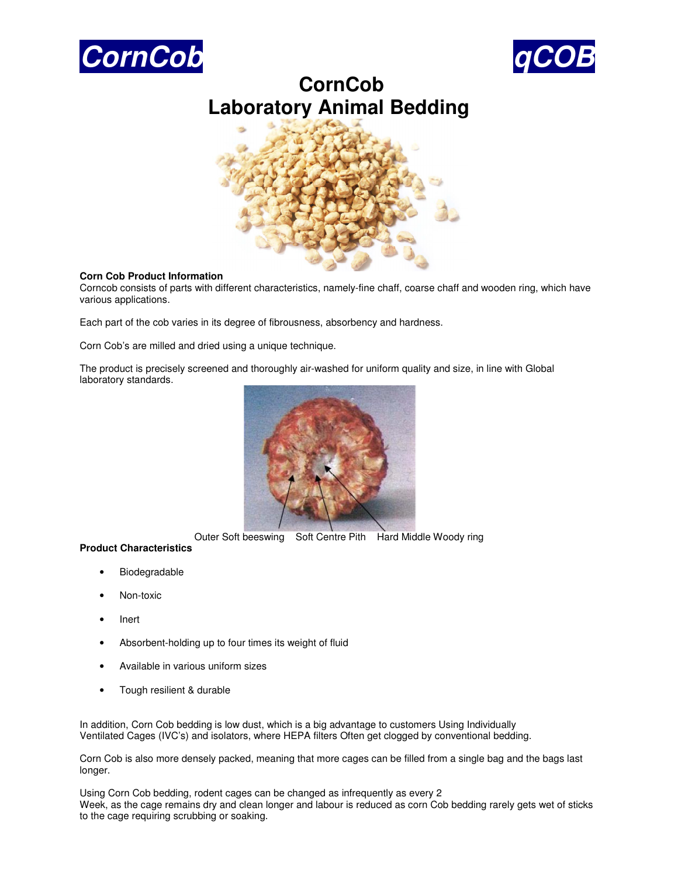CornCob qCOB

# CornCob
# Laboratory Animal Bedding

**Corn Cob Product Information**
Corncob consists of parts with different characteristics, namely-fine chaff, coarse chaff and wooden ring, which have various applications.

Each part of the cob varies in its degree of fibrousness, absorbency and hardness.

Corn Cob's are milled and dried using a unique technique.

The product is precisely screened and thoroughly air-washed for uniform quality and size, in line with Global laboratory standards.

Outer Soft beeswing    Soft Centre Pith    Hard Middle Woody ring

**Product Characteristics**

- Biodegradable
- Non-toxic
- Inert
- Absorbent-holding up to four times its weight of fluid
- Available in various uniform sizes
- Tough resilient & durable

In addition, Corn Cob bedding is low dust, which is a big advantage to customers Using Individually Ventilated Cages (IVC's) and isolators, where HEPA filters Often get clogged by conventional bedding.

Corn Cob is also more densely packed, meaning that more cages can be filled from a single bag and the bags last longer.

Using Corn Cob bedding, rodent cages can be changed as infrequently as every 2 Week, as the cage remains dry and clean longer and labour is reduced as corn Cob bedding rarely gets wet of sticks to the cage requiring scrubbing or soaking.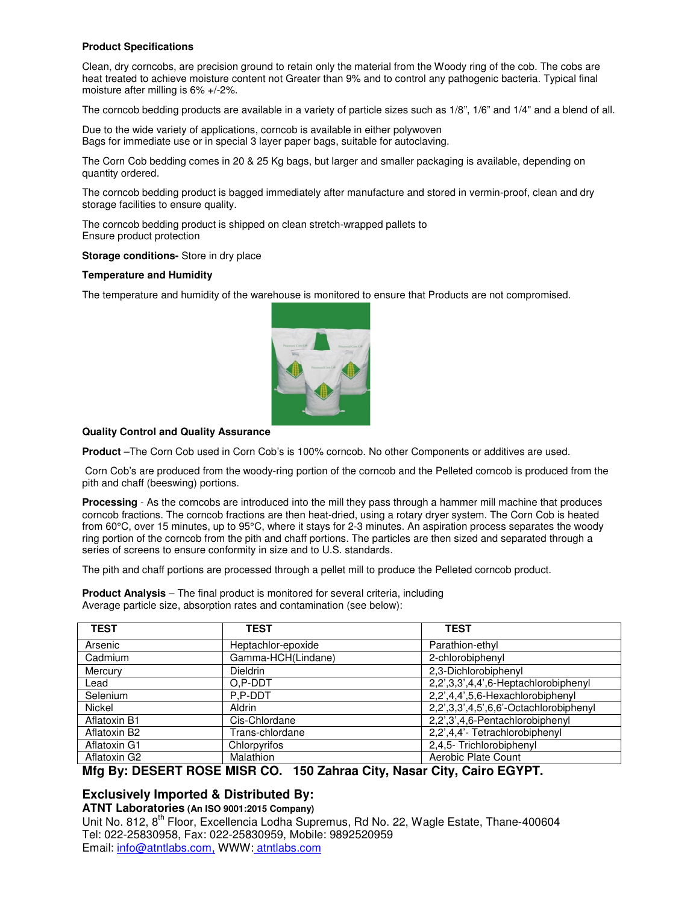**Product Specifications**

Clean, dry corncobs, are precision ground to retain only the material from the Woody ring of the cob. The cobs are heat treated to achieve moisture content not Greater than 9% and to control any pathogenic bacteria. Typical final moisture after milling is 6% +/-2%.

The corncob bedding products are available in a variety of particle sizes such as 1/8", 1/6" and 1/4" and a blend of all.

Due to the wide variety of applications, corncob is available in either polywoven Bags for immediate use or in special 3 layer paper bags, suitable for autoclaving.

The Corn Cob bedding comes in 20 & 25 Kg bags, but larger and smaller packaging is available, depending on quantity ordered.

The corncob bedding product is bagged immediately after manufacture and stored in vermin-proof, clean and dry storage facilities to ensure quality.

The corncob bedding product is shipped on clean stretch-wrapped pallets to Ensure product protection

**Storage conditions-** Store in dry place

**Temperature and Humidity**

The temperature and humidity of the warehouse is monitored to ensure that Products are not compromised.

**Quality Control and Quality Assurance**

**Product** –The Corn Cob used in Corn Cob's is 100% corncob. No other Components or additives are used.

Corn Cob's are produced from the woody-ring portion of the corncob and the Pelleted corncob is produced from the pith and chaff (beeswing) portions.

**Processing** - As the corncobs are introduced into the mill they pass through a hammer mill machine that produces corncob fractions. The corncob fractions are then heat-dried, using a rotary dryer system. The Corn Cob is heated from 60°C, over 15 minutes, up to 95°C, where it stays for 2-3 minutes. An aspiration process separates the woody ring portion of the corncob from the pith and chaff portions. The particles are then sized and separated through a series of screens to ensure conformity in size and to U.S. standards.

The pith and chaff portions are processed through a pellet mill to produce the Pelleted corncob product.

**Product Analysis** – The final product is monitored for several criteria, including Average particle size, absorption rates and contamination (see below):

| TEST | TEST | TEST |
|---|---|---|
| Arsenic | Heptachlor-epoxide | Parathion-ethyl |
| Cadmium | Gamma-HCH(Lindane) | 2-chlorobiphenyl |
| Mercury | Dieldrin | 2,3-Dichlorobiphenyl |
| Lead | O,P-DDT | 2,2',3,3',4,4',6-Heptachlorobiphenyl |
| Selenium | P,P-DDT | 2,2',4,4',5,6-Hexachlorobiphenyl |
| Nickel | Aldrin | 2,2',3,3',4,5',6,6'-Octachlorobiphenyl |
| Aflatoxin B1 | Cis-Chlordane | 2,2',3',4,6-Pentachlorobiphenyl |
| Aflatoxin B2 | Trans-chlordane | 2,2',4,4'- Tetrachlorobiphenyl |
| Aflatoxin G1 | Chlorpyrifos | 2,4,5- Trichlorobiphenyl |
| Aflatoxin G2 | Malathion | Aerobic Plate Count |

**Mfg By: DESERT ROSE MISR CO. 150 Zahraa City, Nasar City, Cairo EGYPT.**

## Exclusively Imported & Distributed By:

**ATNT Laboratories** **(An ISO 9001:2015 Company)**

Unit No. 812, 8th Floor, Excellencia Lodha Supremus, Rd No. 22, Wagle Estate, Thane-400604
Tel: 022-25830958, Fax: 022-25830959, Mobile: 9892520959
Email: info@atntlabs.com, WWW: atntlabs.com